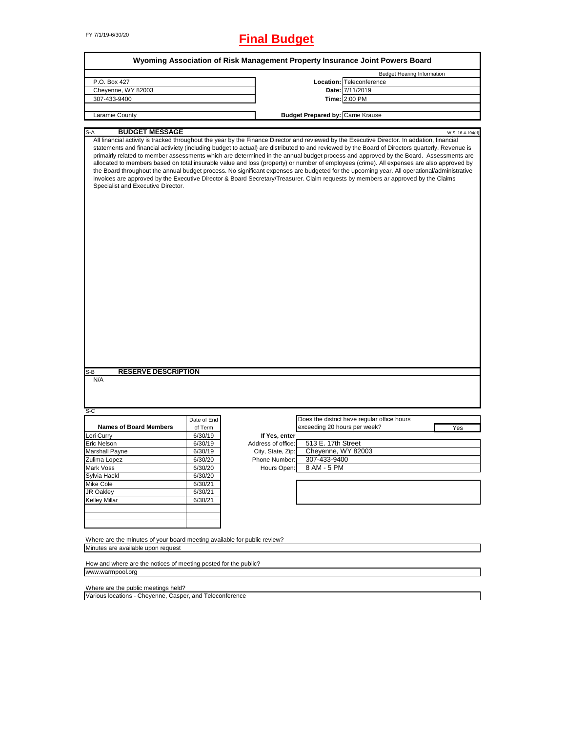FY 7/1/19-6/30/20

# Final Budget

## Wyoming Association of Risk Management Property Insurance Joint Powers Board

| | | |
|---|---|---|
| P.O. Box 427 | | Budget Hearing Information |
| Cheyenne, WY 82003 | **Location:** | Teleconference |
| 307-433-9400 | **Date:** | 7/11/2019 |
| | **Time:** | 2:00 PM |
| Laramie County | **Budget Prepared by:** | Carrie Krause |

### S-A BUDGET MESSAGE

W.S. 16-4-104(d)

All financial activity is tracked throughout the year by the Finance Director and reviewed by the Executive Director. In addation, financial statements and financial activiety (including budget to actual) are distributed to and reviewed by the Board of Directors quarterly. Revenue is primairly related to member assessments which are determined in the annual budget process and approved by the Board. Assessments are allocated to members based on total insurable value and loss (property) or number of employees (crime). All expenses are also approved by the Board throughout the annual budget process. No significant expenses are budgeted for the upcoming year. All operational/administrative invoices are approved by the Executive Director & Board Secretary/Treasurer. Claim requests by members ar approved by the Claims Specialist and Executive Director.

### S-B RESERVE DESCRIPTION

N/A

### S-C

| Names of Board Members | Date of End of Term |
|---|---|
| Lori Curry | 6/30/19 |
| Eric Nelson | 6/30/19 |
| Marshall Payne | 6/30/19 |
| Zulima Lopez | 6/30/20 |
| Mark Voss | 6/30/20 |
| Sylvia Hackl | 6/30/20 |
| Mike Cole | 6/30/21 |
| JR Oakley | 6/30/21 |
| Kelley Millar | 6/30/21 |

Does the district have regular office hours exceeding 20 hours per week? Yes

**If Yes, enter**

| | |
|---|---|
| Address of office: | 513 E. 17th Street |
| City, State, Zip: | Cheyenne, WY 82003 |
| Phone Number: | 307-433-9400 |
| Hours Open: | 8 AM - 5 PM |

Where are the minutes of your board meeting available for public review?

Minutes are available upon request

How and where are the notices of meeting posted for the public?

www.warmpool.org

Where are the public meetings held?

Various locations - Cheyenne, Casper, and Teleconference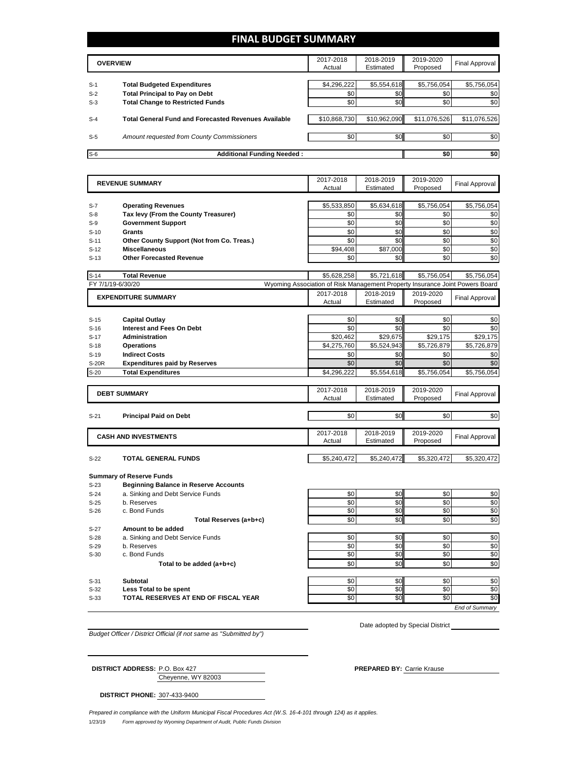# FINAL BUDGET SUMMARY

| | OVERVIEW | 2017-2018 Actual | 2018-2019 Estimated | 2019-2020 Proposed | Final Approval |
|---|---|---|---|---|---|
| S-1 | **Total Budgeted Expenditures** | $4,296,222 | $5,554,618 | $5,756,054 | $5,756,054 |
| S-2 | **Total Principal to Pay on Debt** | $0 | $0 | $0 | $0 |
| S-3 | **Total Change to Restricted Funds** | $0 | $0 | $0 | $0 |
| S-4 | **Total General Fund and Forecasted Revenues Available** | $10,868,730 | $10,962,090 | $11,076,526 | $11,076,526 |
| S-5 | *Amount requested from County Commissioners* | $0 | $0 | $0 | $0 |
| S-6 | **Additional Funding Needed :** | | | **$0** | **$0** |

| | REVENUE SUMMARY | 2017-2018 Actual | 2018-2019 Estimated | 2019-2020 Proposed | Final Approval |
|---|---|---|---|---|---|
| S-7 | **Operating Revenues** | $5,533,850 | $5,634,618 | $5,756,054 | $5,756,054 |
| S-8 | **Tax levy (From the County Treasurer)** | $0 | $0 | $0 | $0 |
| S-9 | **Government Support** | $0 | $0 | $0 | $0 |
| S-10 | **Grants** | $0 | $0 | $0 | $0 |
| S-11 | **Other County Support (Not from Co. Treas.)** | $0 | $0 | $0 | $0 |
| S-12 | **Miscellaneous** | $94,408 | $87,000 | $0 | $0 |
| S-13 | **Other Forecasted Revenue** | $0 | $0 | $0 | $0 |
| S-14 | **Total Revenue** | $5,628,258 | $5,721,618 | $5,756,054 | $5,756,054 |

FY 7/1/19-6/30/20 — Wyoming Association of Risk Management Property Insurance Joint Powers Board

| | EXPENDITURE SUMMARY | 2017-2018 Actual | 2018-2019 Estimated | 2019-2020 Proposed | Final Approval |
|---|---|---|---|---|---|
| S-15 | **Capital Outlay** | $0 | $0 | $0 | $0 |
| S-16 | **Interest and Fees On Debt** | $0 | $0 | $0 | $0 |
| S-17 | **Administration** | $20,462 | $29,675 | $29,175 | $29,175 |
| S-18 | **Operations** | $4,275,760 | $5,524,943 | $5,726,879 | $5,726,879 |
| S-19 | **Indirect Costs** | $0 | $0 | $0 | $0 |
| S-20R | **Expenditures paid by Reserves** | $0 | $0 | $0 | $0 |
| S-20 | **Total Expenditures** | $4,296,222 | $5,554,618 | $5,756,054 | $5,756,054 |

| | DEBT SUMMARY | 2017-2018 Actual | 2018-2019 Estimated | 2019-2020 Proposed | Final Approval |
|---|---|---|---|---|---|
| S-21 | **Principal Paid on Debt** | $0 | $0 | $0 | $0 |

| | CASH AND INVESTMENTS | 2017-2018 Actual | 2018-2019 Estimated | 2019-2020 Proposed | Final Approval |
|---|---|---|---|---|---|
| S-22 | **TOTAL GENERAL FUNDS** | $5,240,472 | $5,240,472 | $5,320,472 | $5,320,472 |

**Summary of Reserve Funds**

| | | 2017-2018 Actual | 2018-2019 Estimated | 2019-2020 Proposed | Final Approval |
|---|---|---|---|---|---|
| S-23 | **Beginning Balance in Reserve Accounts** | | | | |
| S-24 | a. Sinking and Debt Service Funds | $0 | $0 | $0 | $0 |
| S-25 | b. Reserves | $0 | $0 | $0 | $0 |
| S-26 | c. Bond Funds | $0 | $0 | $0 | $0 |
| | **Total Reserves (a+b+c)** | $0 | $0 | $0 | $0 |
| S-27 | **Amount to be added** | | | | |
| S-28 | a. Sinking and Debt Service Funds | $0 | $0 | $0 | $0 |
| S-29 | b. Reserves | $0 | $0 | $0 | $0 |
| S-30 | c. Bond Funds | $0 | $0 | $0 | $0 |
| | **Total to be added (a+b+c)** | $0 | $0 | $0 | $0 |
| S-31 | **Subtotal** | $0 | $0 | $0 | $0 |
| S-32 | **Less Total to be spent** | $0 | $0 | $0 | $0 |
| S-33 | **TOTAL RESERVES AT END OF FISCAL YEAR** | $0 | $0 | $0 | $0 |

*End of Summary*

*Budget Officer / District Official (if not same as "Submitted by")*

Date adopted by Special District

**DISTRICT ADDRESS:** P.O. Box 427
Cheyenne, WY 82003

**PREPARED BY:** Carrie Krause

**DISTRICT PHONE:** 307-433-9400

*Prepared in compliance with the Uniform Municipal Fiscal Procedures Act (W.S. 16-4-101 through 124) as it applies.*

1/23/19 *Form approved by Wyoming Department of Audit, Public Funds Division*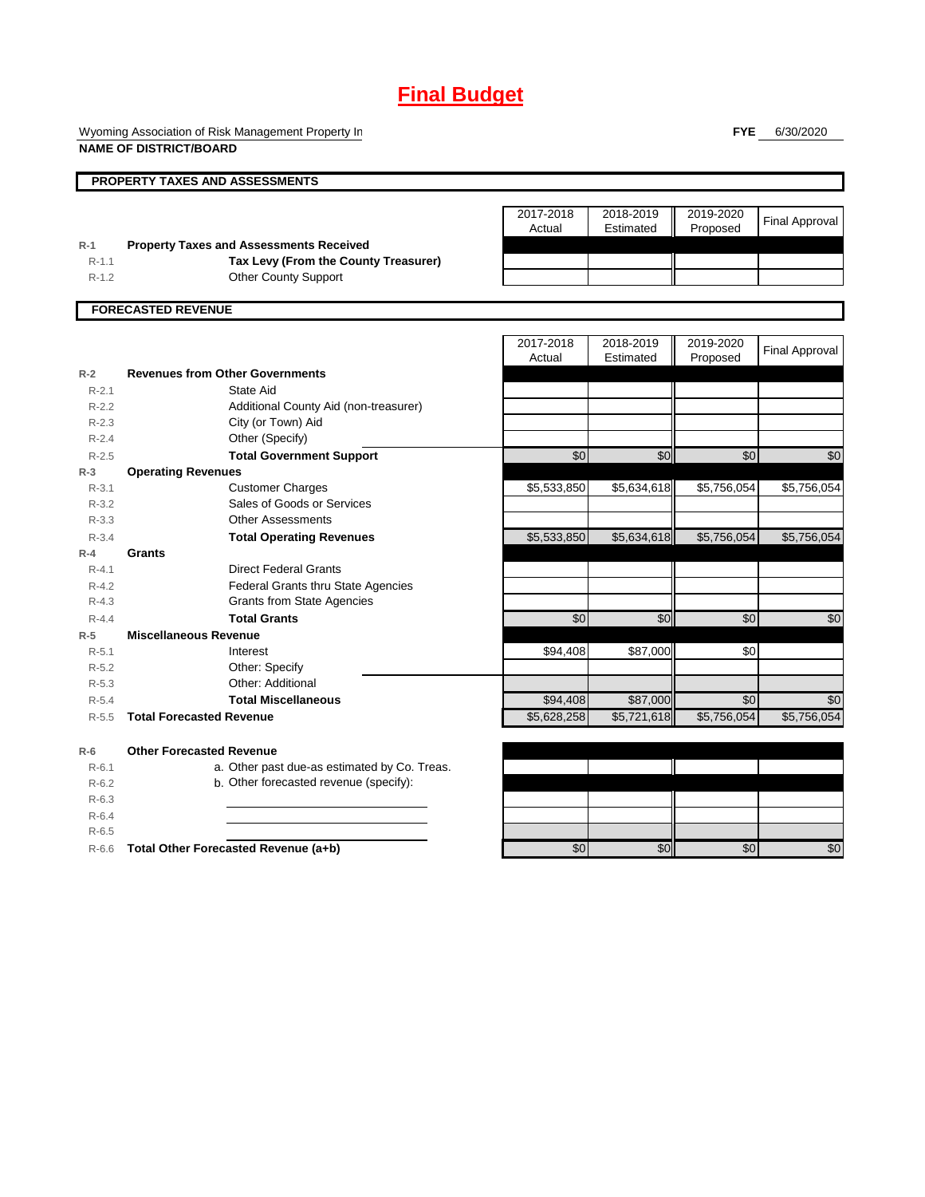# Final Budget

Wyoming Association of Risk Management Property In

**NAME OF DISTRICT/BOARD**

**FYE** 6/30/2020

## PROPERTY TAXES AND ASSESSMENTS

| | | 2017-2018 Actual | 2018-2019 Estimated | 2019-2020 Proposed | Final Approval |
|---|---|---|---|---|---|
| R-1 | **Property Taxes and Assessments Received** | | | | |
| R-1.1 | **Tax Levy (From the County Treasurer)** | | | | |
| R-1.2 | Other County Support | | | | |

## FORECASTED REVENUE

| | | 2017-2018 Actual | 2018-2019 Estimated | 2019-2020 Proposed | Final Approval |
|---|---|---|---|---|---|
| R-2 | **Revenues from Other Governments** | | | | |
| R-2.1 | State Aid | | | | |
| R-2.2 | Additional County Aid (non-treasurer) | | | | |
| R-2.3 | City (or Town) Aid | | | | |
| R-2.4 | Other (Specify) | | | | |
| R-2.5 | **Total Government Support** | $0 | $0 | $0 | $0 |
| R-3 | **Operating Revenues** | | | | |
| R-3.1 | Customer Charges | $5,533,850 | $5,634,618 | $5,756,054 | $5,756,054 |
| R-3.2 | Sales of Goods or Services | | | | |
| R-3.3 | Other Assessments | | | | |
| R-3.4 | **Total Operating Revenues** | $5,533,850 | $5,634,618 | $5,756,054 | $5,756,054 |
| R-4 | **Grants** | | | | |
| R-4.1 | Direct Federal Grants | | | | |
| R-4.2 | Federal Grants thru State Agencies | | | | |
| R-4.3 | Grants from State Agencies | | | | |
| R-4.4 | **Total Grants** | $0 | $0 | $0 | $0 |
| R-5 | **Miscellaneous Revenue** | | | | |
| R-5.1 | Interest | $94,408 | $87,000 | $0 | |
| R-5.2 | Other: Specify | | | | |
| R-5.3 | Other: Additional | | | | |
| R-5.4 | **Total Miscellaneous** | $94,408 | $87,000 | $0 | $0 |
| R-5.5 | **Total Forecasted Revenue** | $5,628,258 | $5,721,618 | $5,756,054 | $5,756,054 |
| R-6 | **Other Forecasted Revenue** | | | | |
| R-6.1 | a. Other past due-as estimated by Co. Treas. | | | | |
| R-6.2 | b. Other forecasted revenue (specify): | | | | |
| R-6.3 | | | | | |
| R-6.4 | | | | | |
| R-6.5 | | | | | |
| R-6.6 | **Total Other Forecasted Revenue (a+b)** | $0 | $0 | $0 | $0 |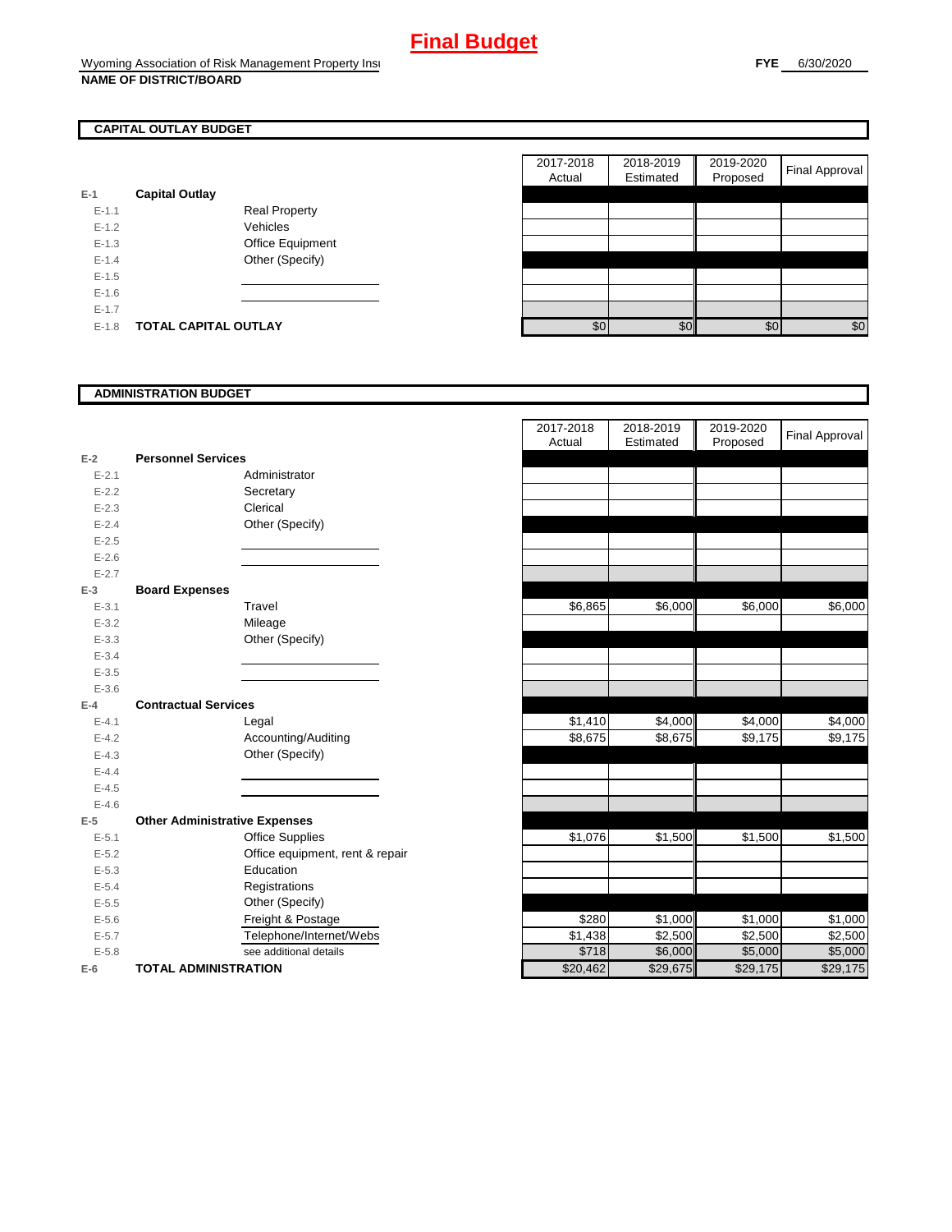# Final Budget

Wyoming Association of Risk Management Property Insı
**NAME OF DISTRICT/BOARD**

**FYE** 6/30/2020

## CAPITAL OUTLAY BUDGET

| | | | 2017-2018 Actual | 2018-2019 Estimated | 2019-2020 Proposed | Final Approval |
|---|---|---|---|---|---|---|
| E-1 | **Capital Outlay** | | | | | |
| E-1.1 | | Real Property | | | | |
| E-1.2 | | Vehicles | | | | |
| E-1.3 | | Office Equipment | | | | |
| E-1.4 | | Other (Specify) | | | | |
| E-1.5 | | | | | | |
| E-1.6 | | | | | | |
| E-1.7 | | | | | | |
| E-1.8 | **TOTAL CAPITAL OUTLAY** | | $0 | $0 | $0 | $0 |

## ADMINISTRATION BUDGET

| | | | 2017-2018 Actual | 2018-2019 Estimated | 2019-2020 Proposed | Final Approval |
|---|---|---|---|---|---|---|
| E-2 | **Personnel Services** | | | | | |
| E-2.1 | | Administrator | | | | |
| E-2.2 | | Secretary | | | | |
| E-2.3 | | Clerical | | | | |
| E-2.4 | | Other (Specify) | | | | |
| E-2.5 | | | | | | |
| E-2.6 | | | | | | |
| E-2.7 | | | | | | |
| E-3 | **Board Expenses** | | | | | |
| E-3.1 | | Travel | $6,865 | $6,000 | $6,000 | $6,000 |
| E-3.2 | | Mileage | | | | |
| E-3.3 | | Other (Specify) | | | | |
| E-3.4 | | | | | | |
| E-3.5 | | | | | | |
| E-3.6 | | | | | | |
| E-4 | **Contractual Services** | | | | | |
| E-4.1 | | Legal | $1,410 | $4,000 | $4,000 | $4,000 |
| E-4.2 | | Accounting/Auditing | $8,675 | $8,675 | $9,175 | $9,175 |
| E-4.3 | | Other (Specify) | | | | |
| E-4.4 | | | | | | |
| E-4.5 | | | | | | |
| E-4.6 | | | | | | |
| E-5 | **Other Administrative Expenses** | | | | | |
| E-5.1 | | Office Supplies | $1,076 | $1,500 | $1,500 | $1,500 |
| E-5.2 | | Office equipment, rent & repair | | | | |
| E-5.3 | | Education | | | | |
| E-5.4 | | Registrations | | | | |
| E-5.5 | | Other (Specify) | | | | |
| E-5.6 | | Freight & Postage | $280 | $1,000 | $1,000 | $1,000 |
| E-5.7 | | Telephone/Internet/Webs | $1,438 | $2,500 | $2,500 | $2,500 |
| E-5.8 | | see additional details | $718 | $6,000 | $5,000 | $5,000 |
| E-6 | **TOTAL ADMINISTRATION** | | $20,462 | $29,675 | $29,175 | $29,175 |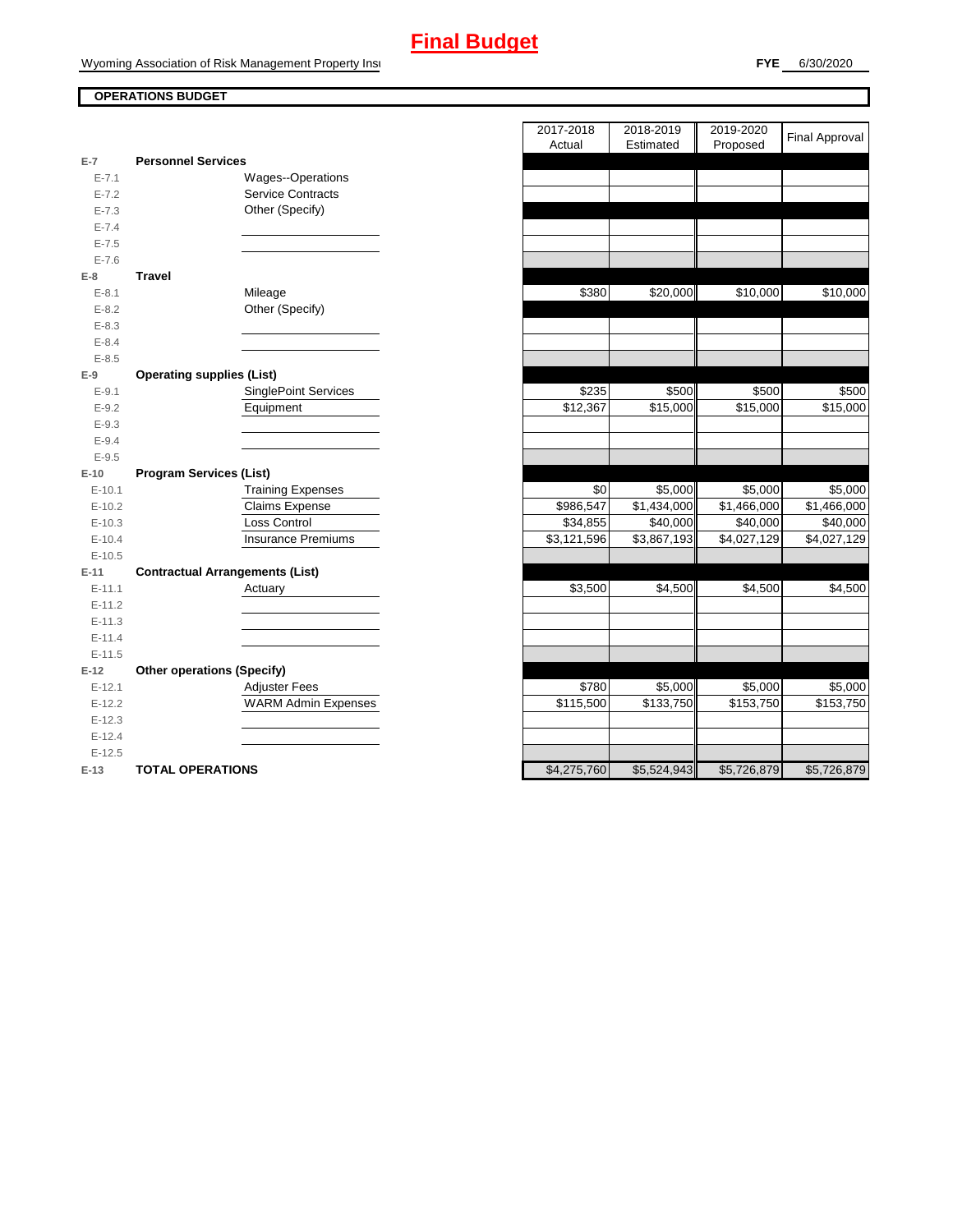# Final Budget

Wyoming Association of Risk Management Property Ins **FYE** 6/30/2020

**OPERATIONS BUDGET**

| | | | 2017-2018 Actual | 2018-2019 Estimated | 2019-2020 Proposed | Final Approval |
|---|---|---|---|---|---|---|
| E-7 | **Personnel Services** | | | | | |
| E-7.1 | | Wages--Operations | | | | |
| E-7.2 | | Service Contracts | | | | |
| E-7.3 | | Other (Specify) | | | | |
| E-7.4 | | | | | | |
| E-7.5 | | | | | | |
| E-7.6 | | | | | | |
| E-8 | **Travel** | | | | | |
| E-8.1 | | Mileage | $380 | $20,000 | $10,000 | $10,000 |
| E-8.2 | | Other (Specify) | | | | |
| E-8.3 | | | | | | |
| E-8.4 | | | | | | |
| E-8.5 | | | | | | |
| E-9 | **Operating supplies (List)** | | | | | |
| E-9.1 | | SinglePoint Services | $235 | $500 | $500 | $500 |
| E-9.2 | | Equipment | $12,367 | $15,000 | $15,000 | $15,000 |
| E-9.3 | | | | | | |
| E-9.4 | | | | | | |
| E-9.5 | | | | | | |
| E-10 | **Program Services (List)** | | | | | |
| E-10.1 | | Training Expenses | $0 | $5,000 | $5,000 | $5,000 |
| E-10.2 | | Claims Expense | $986,547 | $1,434,000 | $1,466,000 | $1,466,000 |
| E-10.3 | | Loss Control | $34,855 | $40,000 | $40,000 | $40,000 |
| E-10.4 | | Insurance Premiums | $3,121,596 | $3,867,193 | $4,027,129 | $4,027,129 |
| E-10.5 | | | | | | |
| E-11 | **Contractual Arrangements (List)** | | | | | |
| E-11.1 | | Actuary | $3,500 | $4,500 | $4,500 | $4,500 |
| E-11.2 | | | | | | |
| E-11.3 | | | | | | |
| E-11.4 | | | | | | |
| E-11.5 | | | | | | |
| E-12 | **Other operations (Specify)** | | | | | |
| E-12.1 | | Adjuster Fees | $780 | $5,000 | $5,000 | $5,000 |
| E-12.2 | | WARM Admin Expenses | $115,500 | $133,750 | $153,750 | $153,750 |
| E-12.3 | | | | | | |
| E-12.4 | | | | | | |
| E-12.5 | | | | | | |
| E-13 | **TOTAL OPERATIONS** | | $4,275,760 | $5,524,943 | $5,726,879 | $5,726,879 |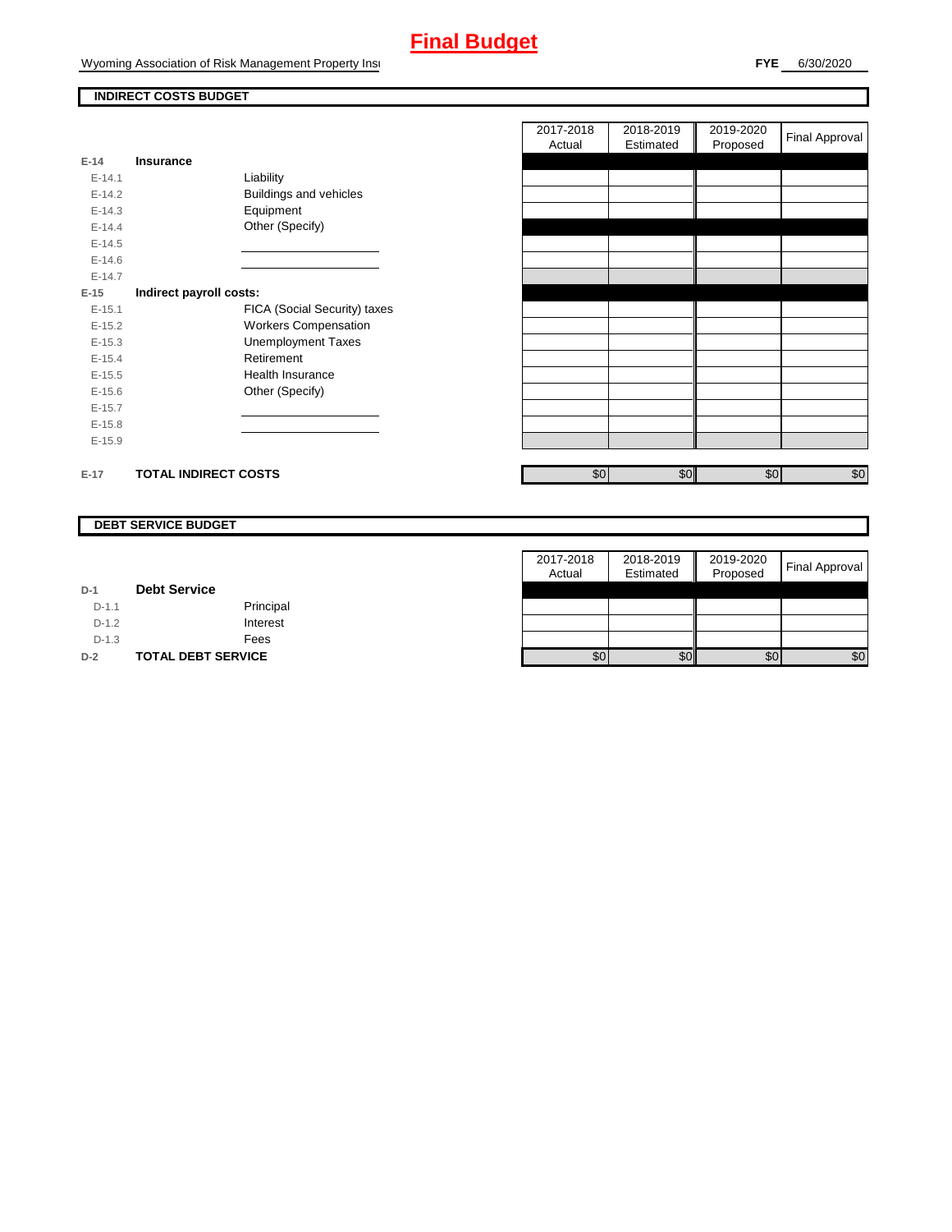# Final Budget

Wyoming Association of Risk Management Property Insu

**FYE** 6/30/2020

## INDIRECT COSTS BUDGET

| | | | 2017-2018 Actual | 2018-2019 Estimated | 2019-2020 Proposed | Final Approval |
|---|---|---|---|---|---|---|
| **E-14** | **Insurance** | | | | | |
| E-14.1 | | Liability | | | | |
| E-14.2 | | Buildings and vehicles | | | | |
| E-14.3 | | Equipment | | | | |
| E-14.4 | | Other (Specify) | | | | |
| E-14.5 | | | | | | |
| E-14.6 | | | | | | |
| E-14.7 | | | | | | |
| **E-15** | **Indirect payroll costs:** | | | | | |
| E-15.1 | | FICA (Social Security) taxes | | | | |
| E-15.2 | | Workers Compensation | | | | |
| E-15.3 | | Unemployment Taxes | | | | |
| E-15.4 | | Retirement | | | | |
| E-15.5 | | Health Insurance | | | | |
| E-15.6 | | Other (Specify) | | | | |
| E-15.7 | | | | | | |
| E-15.8 | | | | | | |
| E-15.9 | | | | | | |
| **E-17** | **TOTAL INDIRECT COSTS** | | $0 | $0 | $0 | $0 |

## DEBT SERVICE BUDGET

| | | | 2017-2018 Actual | 2018-2019 Estimated | 2019-2020 Proposed | Final Approval |
|---|---|---|---|---|---|---|
| **D-1** | **Debt Service** | | | | | |
| D-1.1 | | Principal | | | | |
| D-1.2 | | Interest | | | | |
| D-1.3 | | Fees | | | | |
| **D-2** | **TOTAL DEBT SERVICE** | | $0 | $0 | $0 | $0 |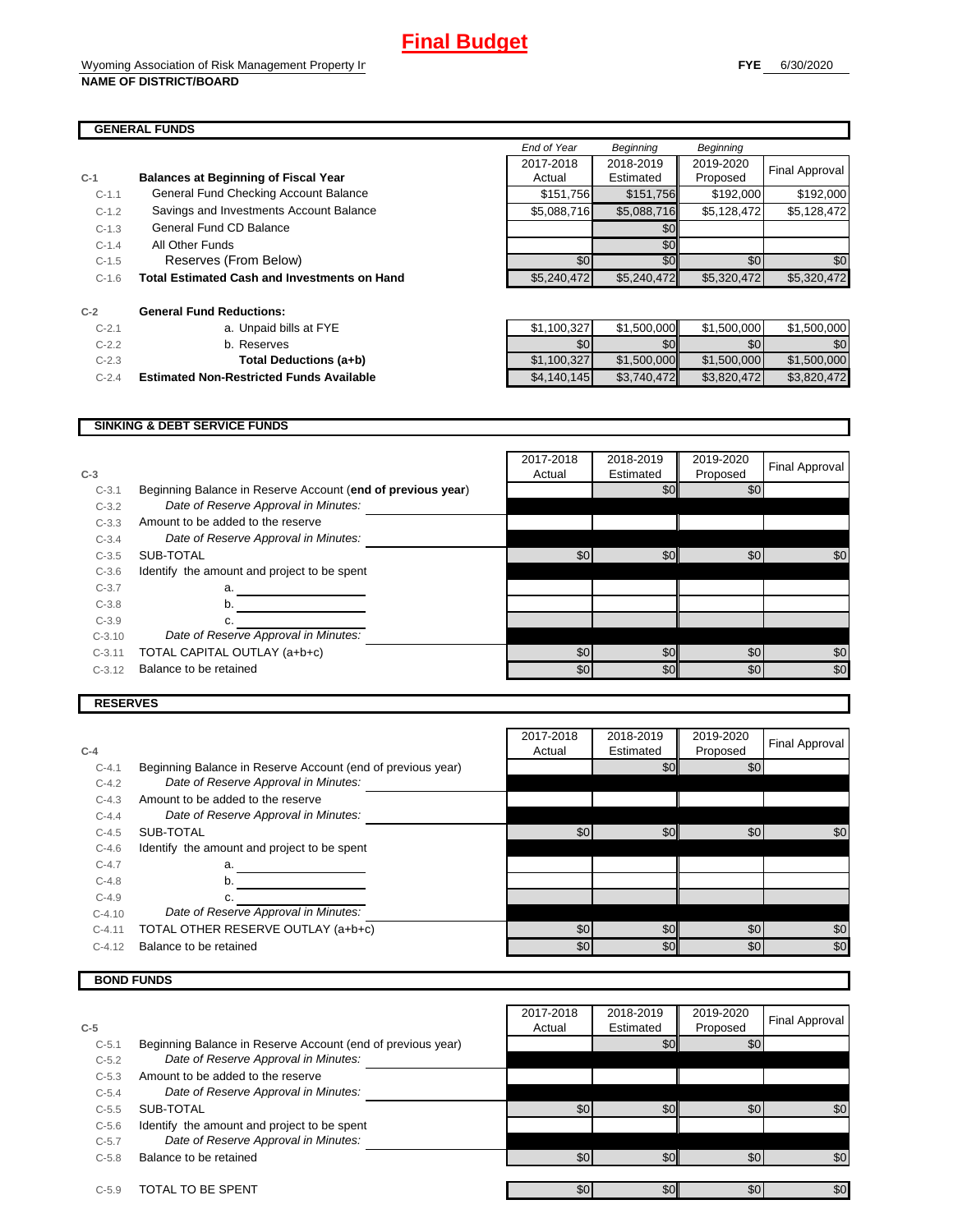# Final Budget

Wyoming Association of Risk Management Property Ir

**NAME OF DISTRICT/BOARD**

**FYE** 6/30/2020

## GENERAL FUNDS

| | | *End of Year* 2017-2018 Actual | *Beginning* 2018-2019 Estimated | *Beginning* 2019-2020 Proposed | Final Approval |
|---|---|---|---|---|---|
| **C-1** | **Balances at Beginning of Fiscal Year** | | | | |
| C-1.1 | General Fund Checking Account Balance | $151,756 | $151,756 | $192,000 | $192,000 |
| C-1.2 | Savings and Investments Account Balance | $5,088,716 | $5,088,716 | $5,128,472 | $5,128,472 |
| C-1.3 | General Fund CD Balance | | $0 | | |
| C-1.4 | All Other Funds | | $0 | | |
| C-1.5 | Reserves (From Below) | $0 | $0 | $0 | $0 |
| C-1.6 | **Total Estimated Cash and Investments on Hand** | $5,240,472 | $5,240,472 | $5,320,472 | $5,320,472 |
| **C-2** | **General Fund Reductions:** | | | | |
| C-2.1 | a. Unpaid bills at FYE | $1,100,327 | $1,500,000 | $1,500,000 | $1,500,000 |
| C-2.2 | b. Reserves | $0 | $0 | $0 | $0 |
| C-2.3 | **Total Deductions (a+b)** | $1,100,327 | $1,500,000 | $1,500,000 | $1,500,000 |
| C-2.4 | **Estimated Non-Restricted Funds Available** | $4,140,145 | $3,740,472 | $3,820,472 | $3,820,472 |

## SINKING & DEBT SERVICE FUNDS

| **C-3** | | 2017-2018 Actual | 2018-2019 Estimated | 2019-2020 Proposed | Final Approval |
|---|---|---|---|---|---|
| C-3.1 | Beginning Balance in Reserve Account (**end of previous year**) | | $0 | $0 | |
| C-3.2 | *Date of Reserve Approval in Minutes:* | | | | |
| C-3.3 | Amount to be added to the reserve | | | | |
| C-3.4 | *Date of Reserve Approval in Minutes:* | | | | |
| C-3.5 | SUB-TOTAL | $0 | $0 | $0 | $0 |
| C-3.6 | Identify the amount and project to be spent | | | | |
| C-3.7 | a. | | | | |
| C-3.8 | b. | | | | |
| C-3.9 | c. | | | | |
| C-3.10 | *Date of Reserve Approval in Minutes:* | | | | |
| C-3.11 | TOTAL CAPITAL OUTLAY (a+b+c) | $0 | $0 | $0 | $0 |
| C-3.12 | Balance to be retained | $0 | $0 | $0 | $0 |

## RESERVES

| **C-4** | | 2017-2018 Actual | 2018-2019 Estimated | 2019-2020 Proposed | Final Approval |
|---|---|---|---|---|---|
| C-4.1 | Beginning Balance in Reserve Account (end of previous year) | | $0 | $0 | |
| C-4.2 | *Date of Reserve Approval in Minutes:* | | | | |
| C-4.3 | Amount to be added to the reserve | | | | |
| C-4.4 | *Date of Reserve Approval in Minutes:* | | | | |
| C-4.5 | SUB-TOTAL | $0 | $0 | $0 | $0 |
| C-4.6 | Identify the amount and project to be spent | | | | |
| C-4.7 | a. | | | | |
| C-4.8 | b. | | | | |
| C-4.9 | c. | | | | |
| C-4.10 | *Date of Reserve Approval in Minutes:* | | | | |
| C-4.11 | TOTAL OTHER RESERVE OUTLAY (a+b+c) | $0 | $0 | $0 | $0 |
| C-4.12 | Balance to be retained | $0 | $0 | $0 | $0 |

## BOND FUNDS

| **C-5** | | 2017-2018 Actual | 2018-2019 Estimated | 2019-2020 Proposed | Final Approval |
|---|---|---|---|---|---|
| C-5.1 | Beginning Balance in Reserve Account (end of previous year) | | $0 | $0 | |
| C-5.2 | *Date of Reserve Approval in Minutes:* | | | | |
| C-5.3 | Amount to be added to the reserve | | | | |
| C-5.4 | *Date of Reserve Approval in Minutes:* | | | | |
| C-5.5 | SUB-TOTAL | $0 | $0 | $0 | $0 |
| C-5.6 | Identify the amount and project to be spent | | | | |
| C-5.7 | *Date of Reserve Approval in Minutes:* | | | | |
| C-5.8 | Balance to be retained | $0 | $0 | $0 | $0 |
| C-5.9 | TOTAL TO BE SPENT | $0 | $0 | $0 | $0 |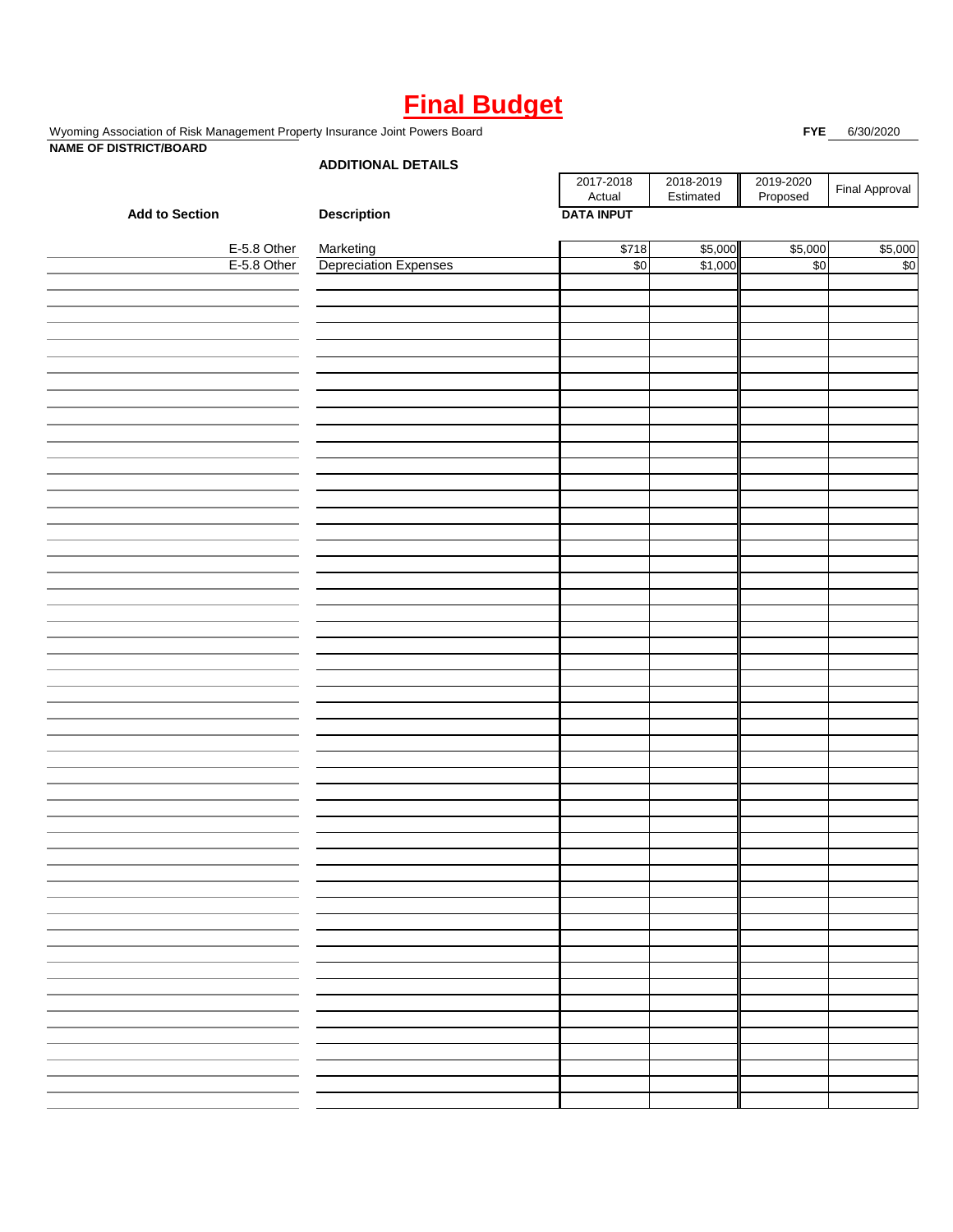# Final Budget

Wyoming Association of Risk Management Property Insurance Joint Powers Board
**NAME OF DISTRICT/BOARD**

**FYE** 6/30/2020

**ADDITIONAL DETAILS**

| **Add to Section** | **Description** | 2017-2018 Actual | 2018-2019 Estimated | 2019-2020 Proposed | Final Approval |
|---|---|---|---|---|---|
| | | **DATA INPUT** | | | |
| E-5.8 Other | Marketing | $718 | $5,000 | $5,000 | $5,000 |
| E-5.8 Other | Depreciation Expenses | $0 | $1,000 | $0 | $0 |